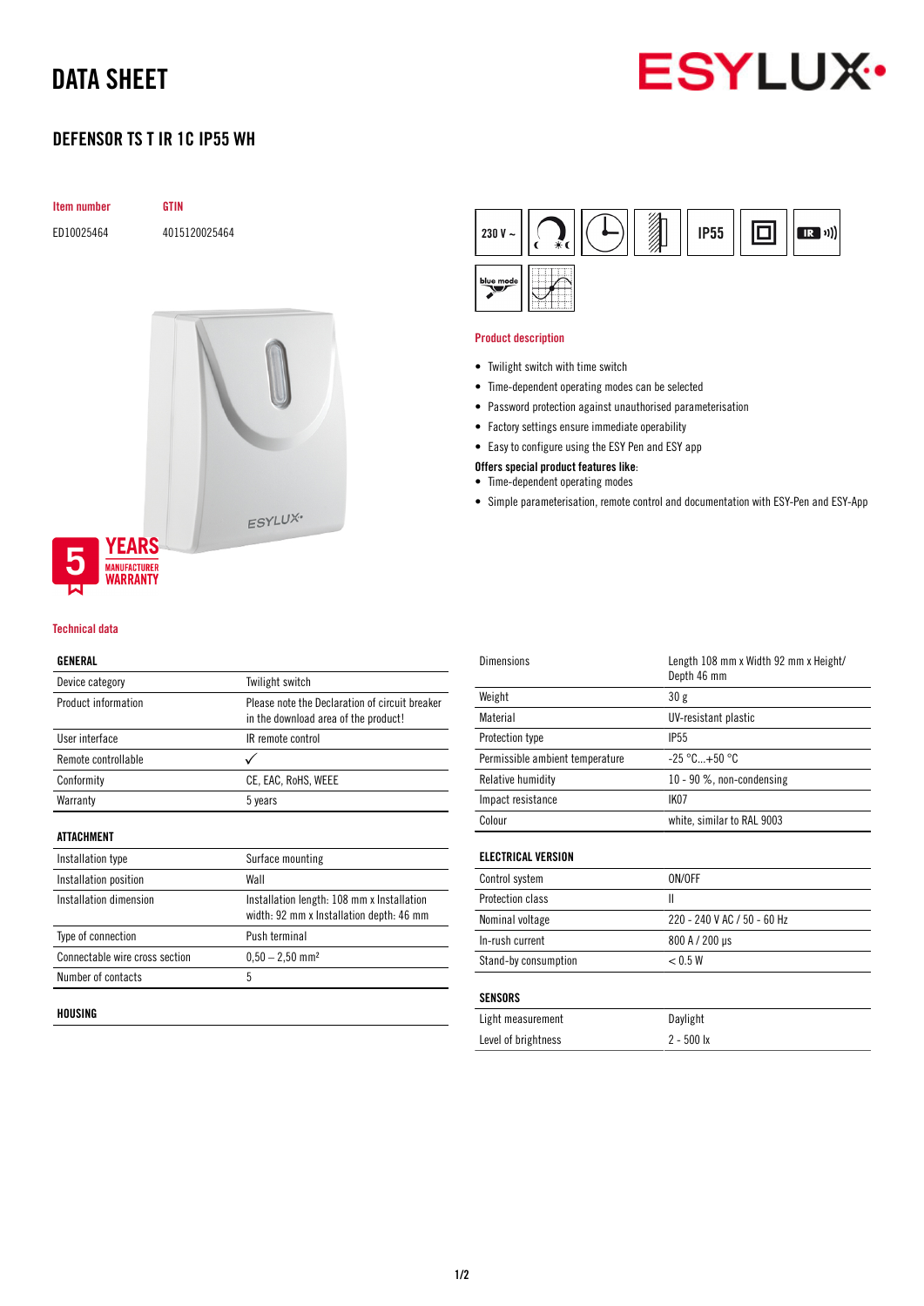# DATA SHEET

## DEFENSOR TS T IR 1C IP55 WH

| Item number | GTIN |
|---|---|
| ED10025464 | 4015120025464 |

5 YEARS MANUFACTURER WARRANTY

### Product description

- Twilight switch with time switch
- Time-dependent operating modes can be selected
- Password protection against unauthorised parameterisation
- Factory settings ensure immediate operability
- Easy to configure using the ESY Pen and ESY app

**Offers special product features like**:

- Time-dependent operating modes
- Simple parameterisation, remote control and documentation with ESY-Pen and ESY-App

### Technical data

**GENERAL**

| | |
|---|---|
| Device category | Twilight switch |
| Product information | Please note the Declaration of circuit breaker in the download area of the product! |
| User interface | IR remote control |
| Remote controllable | ✓ |
| Conformity | CE, EAC, RoHS, WEEE |
| Warranty | 5 years |

**ATTACHMENT**

| | |
|---|---|
| Installation type | Surface mounting |
| Installation position | Wall |
| Installation dimension | Installation length: 108 mm x Installation width: 92 mm x Installation depth: 46 mm |
| Type of connection | Push terminal |
| Connectable wire cross section | 0,50 – 2,50 mm² |
| Number of contacts | 5 |

**HOUSING**

| | |
|---|---|
| Dimensions | Length 108 mm x Width 92 mm x Height/ Depth 46 mm |
| Weight | 30 g |
| Material | UV-resistant plastic |
| Protection type | IP55 |
| Permissible ambient temperature | -25 °C...+50 °C |
| Relative humidity | 10 - 90 %, non-condensing |
| Impact resistance | IK07 |
| Colour | white, similar to RAL 9003 |

**ELECTRICAL VERSION**

| | |
|---|---|
| Control system | ON/OFF |
| Protection class | II |
| Nominal voltage | 220 - 240 V AC / 50 - 60 Hz |
| In-rush current | 800 A / 200 µs |
| Stand-by consumption | < 0.5 W |

**SENSORS**

| | |
|---|---|
| Light measurement | Daylight |
| Level of brightness | 2 - 500 lx |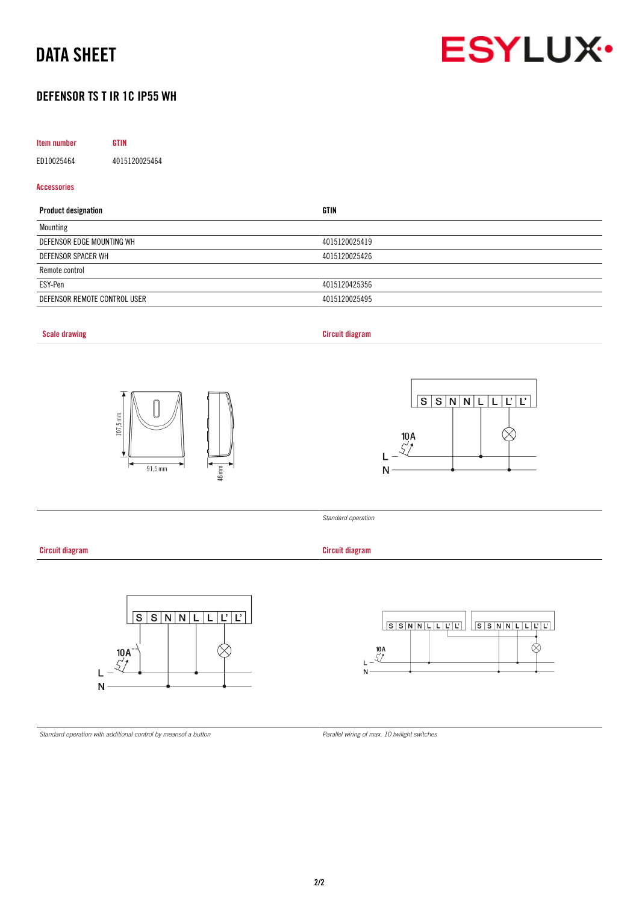# DATA SHEET

## DEFENSOR TS T IR 1C IP55 WH

| Item number | GTIN |
|---|---|
| ED10025464 | 4015120025464 |

### Accessories

| Product designation | GTIN |
|---|---|
| Mounting | |
| DEFENSOR EDGE MOUNTING WH | 4015120025419 |
| DEFENSOR SPACER WH | 4015120025426 |
| Remote control | |
| ESY-Pen | 4015120425356 |
| DEFENSOR REMOTE CONTROL USER | 4015120025495 |

### Scale drawing

107,5 mm

91,5 mm

46 mm

### Circuit diagram

S S N N L L L' L'

10A

L

N

*Standard operation*

### Circuit diagram

S S N N L L L' L'

10A

L

N

*Standard operation with additional control by meansof a button*

### Circuit diagram

S S N N L L L' L'

S S N N L L L' L'

10A

L

N

*Parallel wiring of max. 10 twilight switches*